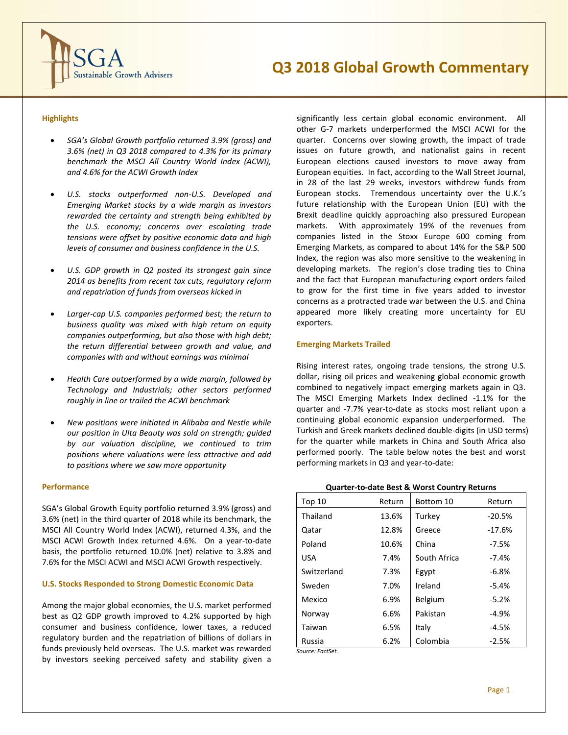# Q3 2018 Global Growth Commentary

### Highlights

- *SGA's Global Growth portfolio returned 3.9% (gross) and 3.6% (net) in Q3 2018 compared to 4.3% for its primary benchmark the MSCI All Country World Index (ACWI), and 4.6% for the ACWI Growth Index*
- *U.S. stocks outperformed non-U.S. Developed and Emerging Market stocks by a wide margin as investors rewarded the certainty and strength being exhibited by the U.S. economy; concerns over escalating trade tensions were offset by positive economic data and high levels of consumer and business confidence in the U.S.*
- *U.S. GDP growth in Q2 posted its strongest gain since 2014 as benefits from recent tax cuts, regulatory reform and repatriation of funds from overseas kicked in*
- *Larger-cap U.S. companies performed best; the return to business quality was mixed with high return on equity companies outperforming, but also those with high debt; the return differential between growth and value, and companies with and without earnings was minimal*
- *Health Care outperformed by a wide margin, followed by Technology and Industrials; other sectors performed roughly in line or trailed the ACWI benchmark*
- *New positions were initiated in Alibaba and Nestle while our position in Ulta Beauty was sold on strength; guided by our valuation discipline, we continued to trim positions where valuations were less attractive and add to positions where we saw more opportunity*

### Performance

SGA's Global Growth Equity portfolio returned 3.9% (gross) and 3.6% (net) in the third quarter of 2018 while its benchmark, the MSCI All Country World Index (ACWI), returned 4.3%, and the MSCI ACWI Growth Index returned 4.6%. On a year-to-date basis, the portfolio returned 10.0% (net) relative to 3.8% and 7.6% for the MSCI ACWI and MSCI ACWI Growth respectively.

### U.S. Stocks Responded to Strong Domestic Economic Data

Among the major global economies, the U.S. market performed best as Q2 GDP growth improved to 4.2% supported by high consumer and business confidence, lower taxes, a reduced regulatory burden and the repatriation of billions of dollars in funds previously held overseas. The U.S. market was rewarded by investors seeking perceived safety and stability given a significantly less certain global economic environment. All other G-7 markets underperformed the MSCI ACWI for the quarter. Concerns over slowing growth, the impact of trade issues on future growth, and nationalist gains in recent European elections caused investors to move away from European equities. In fact, according to the Wall Street Journal, in 28 of the last 29 weeks, investors withdrew funds from European stocks. Tremendous uncertainty over the U.K.'s future relationship with the European Union (EU) with the Brexit deadline quickly approaching also pressured European markets. With approximately 19% of the revenues from companies listed in the Stoxx Europe 600 coming from Emerging Markets, as compared to about 14% for the S&P 500 Index, the region was also more sensitive to the weakening in developing markets. The region's close trading ties to China and the fact that European manufacturing export orders failed to grow for the first time in five years added to investor concerns as a protracted trade war between the U.S. and China appeared more likely creating more uncertainty for EU exporters.

### Emerging Markets Trailed

Rising interest rates, ongoing trade tensions, the strong U.S. dollar, rising oil prices and weakening global economic growth combined to negatively impact emerging markets again in Q3. The MSCI Emerging Markets Index declined -1.1% for the quarter and -7.7% year-to-date as stocks most reliant upon a continuing global economic expansion underperformed. The Turkish and Greek markets declined double-digits (in USD terms) for the quarter while markets in China and South Africa also performed poorly. The table below notes the best and worst performing markets in Q3 and year-to-date:

**Quarter-to-date Best & Worst Country Returns**

| Top 10 | Return | Bottom 10 | Return |
|---|---|---|---|
| Thailand | 13.6% | Turkey | -20.5% |
| Qatar | 12.8% | Greece | -17.6% |
| Poland | 10.6% | China | -7.5% |
| USA | 7.4% | South Africa | -7.4% |
| Switzerland | 7.3% | Egypt | -6.8% |
| Sweden | 7.0% | Ireland | -5.4% |
| Mexico | 6.9% | Belgium | -5.2% |
| Norway | 6.6% | Pakistan | -4.9% |
| Taiwan | 6.5% | Italy | -4.5% |
| Russia | 6.2% | Colombia | -2.5% |

*Source: FactSet.*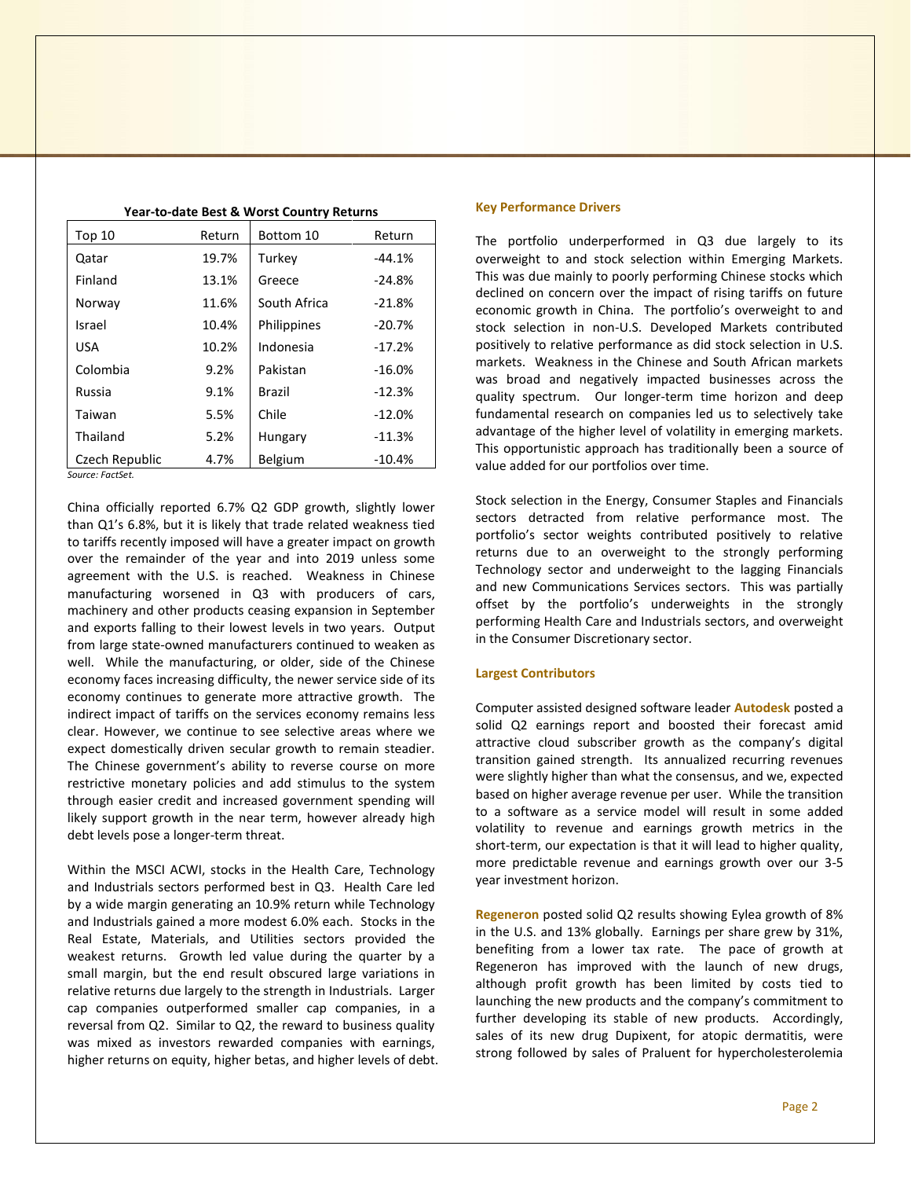**Year-to-date Best & Worst Country Returns**

| Top 10 | Return | Bottom 10 | Return |
|---|---|---|---|
| Qatar | 19.7% | Turkey | -44.1% |
| Finland | 13.1% | Greece | -24.8% |
| Norway | 11.6% | South Africa | -21.8% |
| Israel | 10.4% | Philippines | -20.7% |
| USA | 10.2% | Indonesia | -17.2% |
| Colombia | 9.2% | Pakistan | -16.0% |
| Russia | 9.1% | Brazil | -12.3% |
| Taiwan | 5.5% | Chile | -12.0% |
| Thailand | 5.2% | Hungary | -11.3% |
| Czech Republic | 4.7% | Belgium | -10.4% |

*Source: FactSet.*

China officially reported 6.7% Q2 GDP growth, slightly lower than Q1's 6.8%, but it is likely that trade related weakness tied to tariffs recently imposed will have a greater impact on growth over the remainder of the year and into 2019 unless some agreement with the U.S. is reached. Weakness in Chinese manufacturing worsened in Q3 with producers of cars, machinery and other products ceasing expansion in September and exports falling to their lowest levels in two years. Output from large state-owned manufacturers continued to weaken as well. While the manufacturing, or older, side of the Chinese economy faces increasing difficulty, the newer service side of its economy continues to generate more attractive growth. The indirect impact of tariffs on the services economy remains less clear. However, we continue to see selective areas where we expect domestically driven secular growth to remain steadier. The Chinese government's ability to reverse course on more restrictive monetary policies and add stimulus to the system through easier credit and increased government spending will likely support growth in the near term, however already high debt levels pose a longer-term threat.

Within the MSCI ACWI, stocks in the Health Care, Technology and Industrials sectors performed best in Q3. Health Care led by a wide margin generating an 10.9% return while Technology and Industrials gained a more modest 6.0% each. Stocks in the Real Estate, Materials, and Utilities sectors provided the weakest returns. Growth led value during the quarter by a small margin, but the end result obscured large variations in relative returns due largely to the strength in Industrials. Larger cap companies outperformed smaller cap companies, in a reversal from Q2. Similar to Q2, the reward to business quality was mixed as investors rewarded companies with earnings, higher returns on equity, higher betas, and higher levels of debt.

### Key Performance Drivers

The portfolio underperformed in Q3 due largely to its overweight to and stock selection within Emerging Markets. This was due mainly to poorly performing Chinese stocks which declined on concern over the impact of rising tariffs on future economic growth in China. The portfolio's overweight to and stock selection in non-U.S. Developed Markets contributed positively to relative performance as did stock selection in U.S. markets. Weakness in the Chinese and South African markets was broad and negatively impacted businesses across the quality spectrum. Our longer-term time horizon and deep fundamental research on companies led us to selectively take advantage of the higher level of volatility in emerging markets. This opportunistic approach has traditionally been a source of value added for our portfolios over time.

Stock selection in the Energy, Consumer Staples and Financials sectors detracted from relative performance most. The portfolio's sector weights contributed positively to relative returns due to an overweight to the strongly performing Technology sector and underweight to the lagging Financials and new Communications Services sectors. This was partially offset by the portfolio's underweights in the strongly performing Health Care and Industrials sectors, and overweight in the Consumer Discretionary sector.

### Largest Contributors

Computer assisted designed software leader **Autodesk** posted a solid Q2 earnings report and boosted their forecast amid attractive cloud subscriber growth as the company's digital transition gained strength. Its annualized recurring revenues were slightly higher than what the consensus, and we, expected based on higher average revenue per user. While the transition to a software as a service model will result in some added volatility to revenue and earnings growth metrics in the short-term, our expectation is that it will lead to higher quality, more predictable revenue and earnings growth over our 3-5 year investment horizon.

**Regeneron** posted solid Q2 results showing Eylea growth of 8% in the U.S. and 13% globally. Earnings per share grew by 31%, benefiting from a lower tax rate. The pace of growth at Regeneron has improved with the launch of new drugs, although profit growth has been limited by costs tied to launching the new products and the company's commitment to further developing its stable of new products. Accordingly, sales of its new drug Dupixent, for atopic dermatitis, were strong followed by sales of Praluent for hypercholesterolemia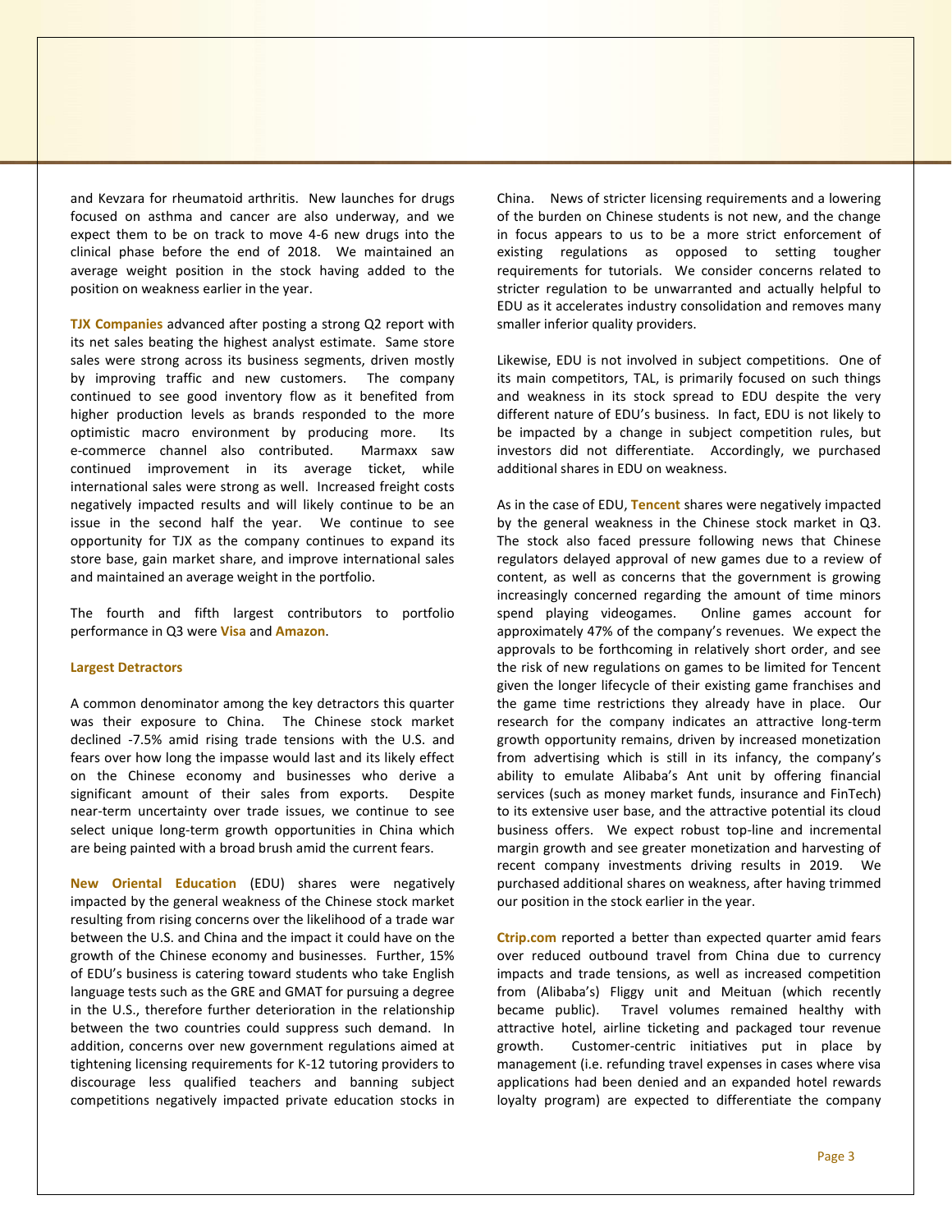and Kevzara for rheumatoid arthritis. New launches for drugs focused on asthma and cancer are also underway, and we expect them to be on track to move 4-6 new drugs into the clinical phase before the end of 2018. We maintained an average weight position in the stock having added to the position on weakness earlier in the year.

**TJX Companies** advanced after posting a strong Q2 report with its net sales beating the highest analyst estimate. Same store sales were strong across its business segments, driven mostly by improving traffic and new customers. The company continued to see good inventory flow as it benefited from higher production levels as brands responded to the more optimistic macro environment by producing more. Its e-commerce channel also contributed. Marmaxx saw continued improvement in its average ticket, while international sales were strong as well. Increased freight costs negatively impacted results and will likely continue to be an issue in the second half the year. We continue to see opportunity for TJX as the company continues to expand its store base, gain market share, and improve international sales and maintained an average weight in the portfolio.

The fourth and fifth largest contributors to portfolio performance in Q3 were **Visa** and **Amazon**.

### Largest Detractors

A common denominator among the key detractors this quarter was their exposure to China. The Chinese stock market declined -7.5% amid rising trade tensions with the U.S. and fears over how long the impasse would last and its likely effect on the Chinese economy and businesses who derive a significant amount of their sales from exports. Despite near-term uncertainty over trade issues, we continue to see select unique long-term growth opportunities in China which are being painted with a broad brush amid the current fears.

**New Oriental Education** (EDU) shares were negatively impacted by the general weakness of the Chinese stock market resulting from rising concerns over the likelihood of a trade war between the U.S. and China and the impact it could have on the growth of the Chinese economy and businesses. Further, 15% of EDU's business is catering toward students who take English language tests such as the GRE and GMAT for pursuing a degree in the U.S., therefore further deterioration in the relationship between the two countries could suppress such demand. In addition, concerns over new government regulations aimed at tightening licensing requirements for K-12 tutoring providers to discourage less qualified teachers and banning subject competitions negatively impacted private education stocks in China. News of stricter licensing requirements and a lowering of the burden on Chinese students is not new, and the change in focus appears to us to be a more strict enforcement of existing regulations as opposed to setting tougher requirements for tutorials. We consider concerns related to stricter regulation to be unwarranted and actually helpful to EDU as it accelerates industry consolidation and removes many smaller inferior quality providers.

Likewise, EDU is not involved in subject competitions. One of its main competitors, TAL, is primarily focused on such things and weakness in its stock spread to EDU despite the very different nature of EDU's business. In fact, EDU is not likely to be impacted by a change in subject competition rules, but investors did not differentiate. Accordingly, we purchased additional shares in EDU on weakness.

As in the case of EDU, **Tencent** shares were negatively impacted by the general weakness in the Chinese stock market in Q3. The stock also faced pressure following news that Chinese regulators delayed approval of new games due to a review of content, as well as concerns that the government is growing increasingly concerned regarding the amount of time minors spend playing videogames. Online games account for approximately 47% of the company's revenues. We expect the approvals to be forthcoming in relatively short order, and see the risk of new regulations on games to be limited for Tencent given the longer lifecycle of their existing game franchises and the game time restrictions they already have in place. Our research for the company indicates an attractive long-term growth opportunity remains, driven by increased monetization from advertising which is still in its infancy, the company's ability to emulate Alibaba's Ant unit by offering financial services (such as money market funds, insurance and FinTech) to its extensive user base, and the attractive potential its cloud business offers. We expect robust top-line and incremental margin growth and see greater monetization and harvesting of recent company investments driving results in 2019. We purchased additional shares on weakness, after having trimmed our position in the stock earlier in the year.

**Ctrip.com** reported a better than expected quarter amid fears over reduced outbound travel from China due to currency impacts and trade tensions, as well as increased competition from (Alibaba's) Fliggy unit and Meituan (which recently became public). Travel volumes remained healthy with attractive hotel, airline ticketing and packaged tour revenue growth. Customer-centric initiatives put in place by management (i.e. refunding travel expenses in cases where visa applications had been denied and an expanded hotel rewards loyalty program) are expected to differentiate the company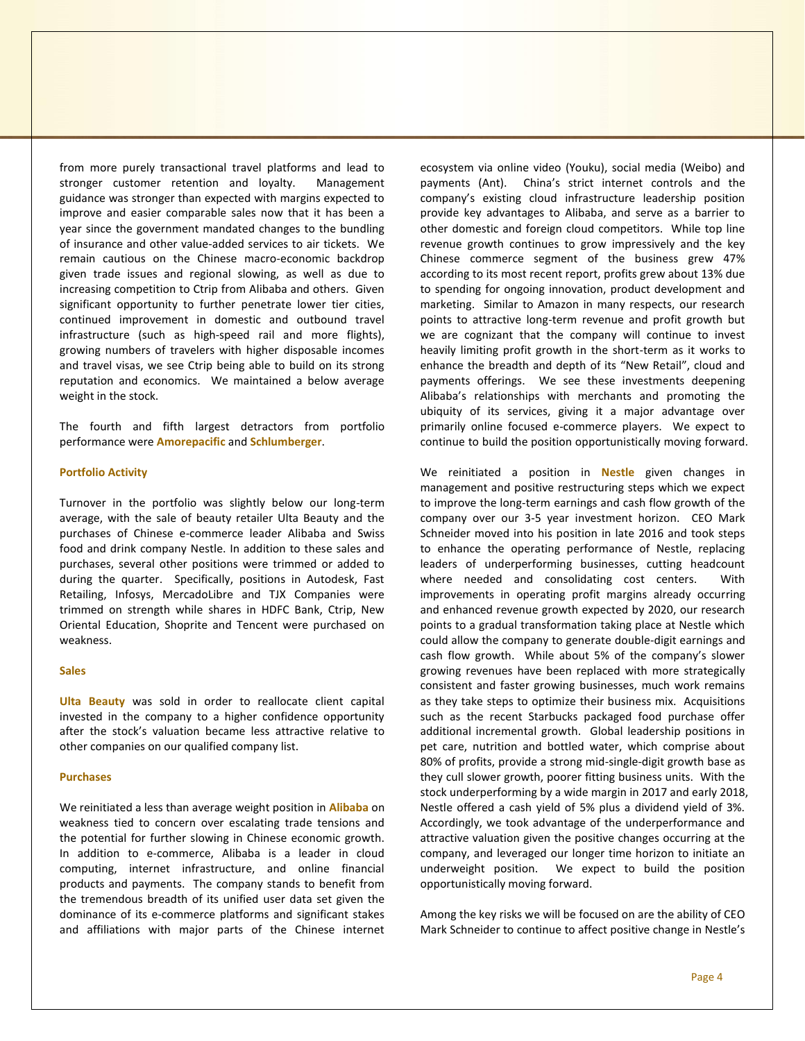from more purely transactional travel platforms and lead to stronger customer retention and loyalty. Management guidance was stronger than expected with margins expected to improve and easier comparable sales now that it has been a year since the government mandated changes to the bundling of insurance and other value-added services to air tickets. We remain cautious on the Chinese macro-economic backdrop given trade issues and regional slowing, as well as due to increasing competition to Ctrip from Alibaba and others. Given significant opportunity to further penetrate lower tier cities, continued improvement in domestic and outbound travel infrastructure (such as high-speed rail and more flights), growing numbers of travelers with higher disposable incomes and travel visas, we see Ctrip being able to build on its strong reputation and economics. We maintained a below average weight in the stock.

The fourth and fifth largest detractors from portfolio performance were **Amorepacific** and **Schlumberger**.

**Portfolio Activity**

Turnover in the portfolio was slightly below our long-term average, with the sale of beauty retailer Ulta Beauty and the purchases of Chinese e-commerce leader Alibaba and Swiss food and drink company Nestle. In addition to these sales and purchases, several other positions were trimmed or added to during the quarter. Specifically, positions in Autodesk, Fast Retailing, Infosys, MercadoLibre and TJX Companies were trimmed on strength while shares in HDFC Bank, Ctrip, New Oriental Education, Shoprite and Tencent were purchased on weakness.

**Sales**

**Ulta Beauty** was sold in order to reallocate client capital invested in the company to a higher confidence opportunity after the stock's valuation became less attractive relative to other companies on our qualified company list.

**Purchases**

We reinitiated a less than average weight position in **Alibaba** on weakness tied to concern over escalating trade tensions and the potential for further slowing in Chinese economic growth. In addition to e-commerce, Alibaba is a leader in cloud computing, internet infrastructure, and online financial products and payments. The company stands to benefit from the tremendous breadth of its unified user data set given the dominance of its e-commerce platforms and significant stakes and affiliations with major parts of the Chinese internet ecosystem via online video (Youku), social media (Weibo) and payments (Ant). China's strict internet controls and the company's existing cloud infrastructure leadership position provide key advantages to Alibaba, and serve as a barrier to other domestic and foreign cloud competitors. While top line revenue growth continues to grow impressively and the key Chinese commerce segment of the business grew 47% according to its most recent report, profits grew about 13% due to spending for ongoing innovation, product development and marketing. Similar to Amazon in many respects, our research points to attractive long-term revenue and profit growth but we are cognizant that the company will continue to invest heavily limiting profit growth in the short-term as it works to enhance the breadth and depth of its "New Retail", cloud and payments offerings. We see these investments deepening Alibaba's relationships with merchants and promoting the ubiquity of its services, giving it a major advantage over primarily online focused e-commerce players. We expect to continue to build the position opportunistically moving forward.

We reinitiated a position in **Nestle** given changes in management and positive restructuring steps which we expect to improve the long-term earnings and cash flow growth of the company over our 3-5 year investment horizon. CEO Mark Schneider moved into his position in late 2016 and took steps to enhance the operating performance of Nestle, replacing leaders of underperforming businesses, cutting headcount where needed and consolidating cost centers. With improvements in operating profit margins already occurring and enhanced revenue growth expected by 2020, our research points to a gradual transformation taking place at Nestle which could allow the company to generate double-digit earnings and cash flow growth. While about 5% of the company's slower growing revenues have been replaced with more strategically consistent and faster growing businesses, much work remains as they take steps to optimize their business mix. Acquisitions such as the recent Starbucks packaged food purchase offer additional incremental growth. Global leadership positions in pet care, nutrition and bottled water, which comprise about 80% of profits, provide a strong mid-single-digit growth base as they cull slower growth, poorer fitting business units. With the stock underperforming by a wide margin in 2017 and early 2018, Nestle offered a cash yield of 5% plus a dividend yield of 3%. Accordingly, we took advantage of the underperformance and attractive valuation given the positive changes occurring at the company, and leveraged our longer time horizon to initiate an underweight position. We expect to build the position opportunistically moving forward.

Among the key risks we will be focused on are the ability of CEO Mark Schneider to continue to affect positive change in Nestle's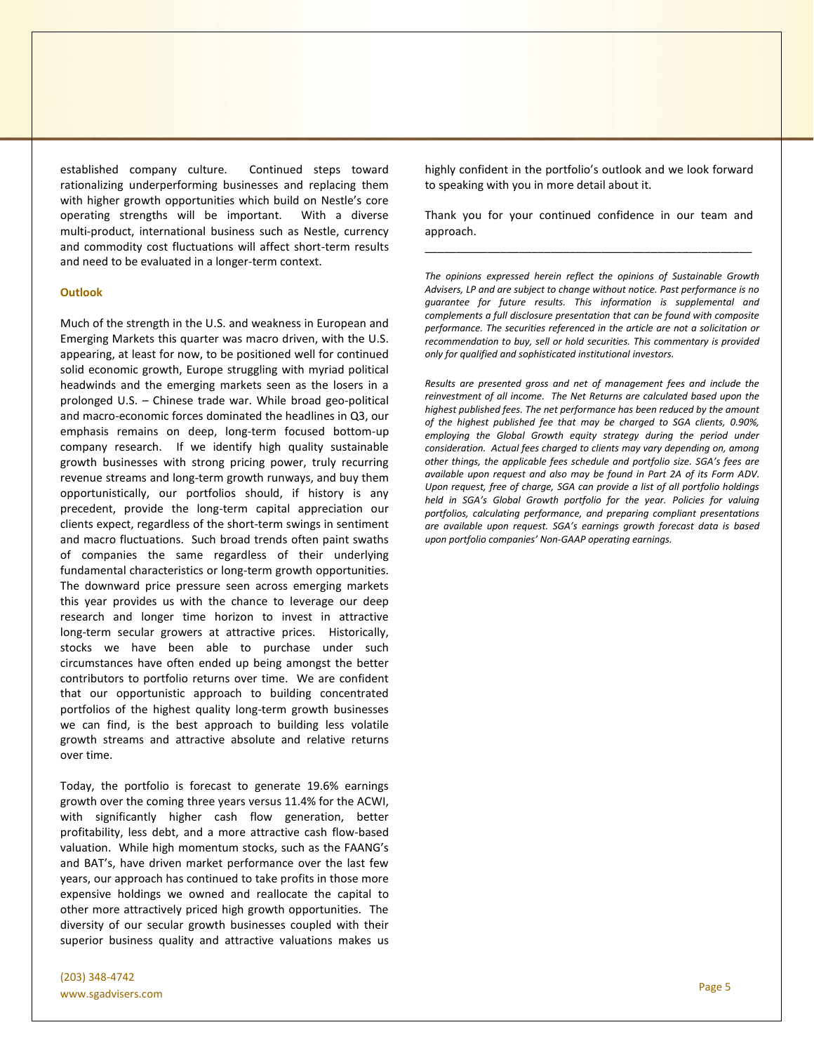established company culture. Continued steps toward rationalizing underperforming businesses and replacing them with higher growth opportunities which build on Nestle's core operating strengths will be important. With a diverse multi-product, international business such as Nestle, currency and commodity cost fluctuations will affect short-term results and need to be evaluated in a longer-term context.

### Outlook

Much of the strength in the U.S. and weakness in European and Emerging Markets this quarter was macro driven, with the U.S. appearing, at least for now, to be positioned well for continued solid economic growth, Europe struggling with myriad political headwinds and the emerging markets seen as the losers in a prolonged U.S. – Chinese trade war. While broad geo-political and macro-economic forces dominated the headlines in Q3, our emphasis remains on deep, long-term focused bottom-up company research. If we identify high quality sustainable growth businesses with strong pricing power, truly recurring revenue streams and long-term growth runways, and buy them opportunistically, our portfolios should, if history is any precedent, provide the long-term capital appreciation our clients expect, regardless of the short-term swings in sentiment and macro fluctuations. Such broad trends often paint swaths of companies the same regardless of their underlying fundamental characteristics or long-term growth opportunities. The downward price pressure seen across emerging markets this year provides us with the chance to leverage our deep research and longer time horizon to invest in attractive long-term secular growers at attractive prices. Historically, stocks we have been able to purchase under such circumstances have often ended up being amongst the better contributors to portfolio returns over time. We are confident that our opportunistic approach to building concentrated portfolios of the highest quality long-term growth businesses we can find, is the best approach to building less volatile growth streams and attractive absolute and relative returns over time.

Today, the portfolio is forecast to generate 19.6% earnings growth over the coming three years versus 11.4% for the ACWI, with significantly higher cash flow generation, better profitability, less debt, and a more attractive cash flow-based valuation. While high momentum stocks, such as the FAANG's and BAT's, have driven market performance over the last few years, our approach has continued to take profits in those more expensive holdings we owned and reallocate the capital to other more attractively priced high growth opportunities. The diversity of our secular growth businesses coupled with their superior business quality and attractive valuations makes us highly confident in the portfolio's outlook and we look forward to speaking with you in more detail about it.

Thank you for your continued confidence in our team and approach.

---

*The opinions expressed herein reflect the opinions of Sustainable Growth Advisers, LP and are subject to change without notice. Past performance is no guarantee for future results. This information is supplemental and complements a full disclosure presentation that can be found with composite performance. The securities referenced in the article are not a solicitation or recommendation to buy, sell or hold securities. This commentary is provided only for qualified and sophisticated institutional investors.*

*Results are presented gross and net of management fees and include the reinvestment of all income. The Net Returns are calculated based upon the highest published fees. The net performance has been reduced by the amount of the highest published fee that may be charged to SGA clients, 0.90%, employing the Global Growth equity strategy during the period under consideration. Actual fees charged to clients may vary depending on, among other things, the applicable fees schedule and portfolio size. SGA's fees are available upon request and also may be found in Part 2A of its Form ADV. Upon request, free of charge, SGA can provide a list of all portfolio holdings held in SGA's Global Growth portfolio for the year. Policies for valuing portfolios, calculating performance, and preparing compliant presentations are available upon request. SGA's earnings growth forecast data is based upon portfolio companies' Non-GAAP operating earnings.*

(203) 348-4742
www.sgadvisers.com